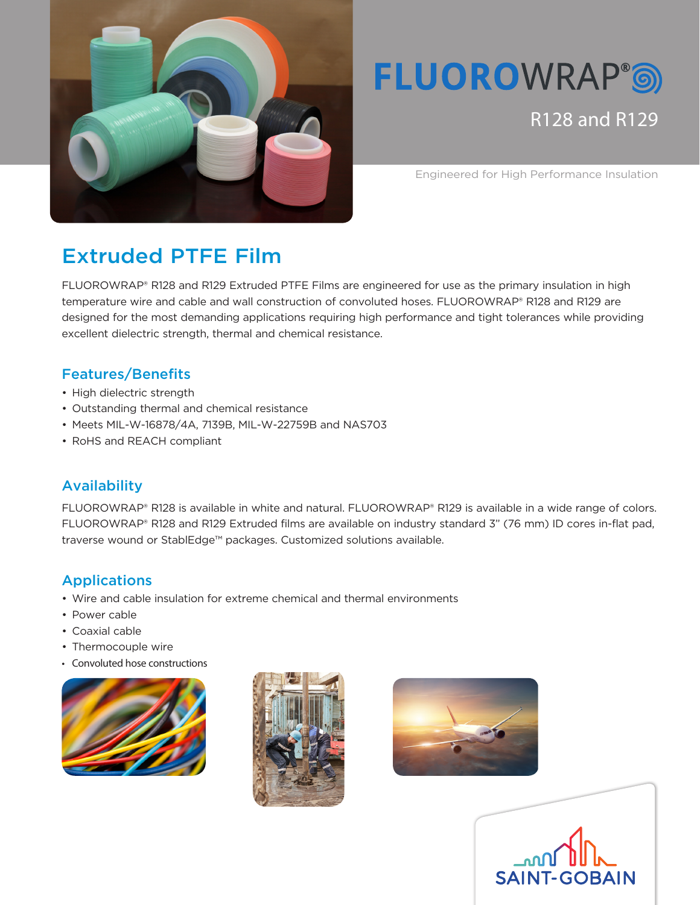# FLUOROWRAP®

R128 and R129

Engineered for High Performance Insulation

## Extruded PTFE Film

FLUOROWRAP® R128 and R129 Extruded PTFE Films are engineered for use as the primary insulation in high temperature wire and cable and wall construction of convoluted hoses. FLUOROWRAP® R128 and R129 are designed for the most demanding applications requiring high performance and tight tolerances while providing excellent dielectric strength, thermal and chemical resistance.

### Features/Benefits

- High dielectric strength
- Outstanding thermal and chemical resistance
- Meets MIL-W-16878/4A, 7139B, MIL-W-22759B and NAS703
- RoHS and REACH compliant

### Availability

FLUOROWRAP® R128 is available in white and natural. FLUOROWRAP® R129 is available in a wide range of colors. FLUOROWRAP® R128 and R129 Extruded films are available on industry standard 3" (76 mm) ID cores in-flat pad, traverse wound or StablEdge™ packages. Customized solutions available.

### Applications

- Wire and cable insulation for extreme chemical and thermal environments
- Power cable
- Coaxial cable
- Thermocouple wire
- Convoluted hose constructions

SAINT-GOBAIN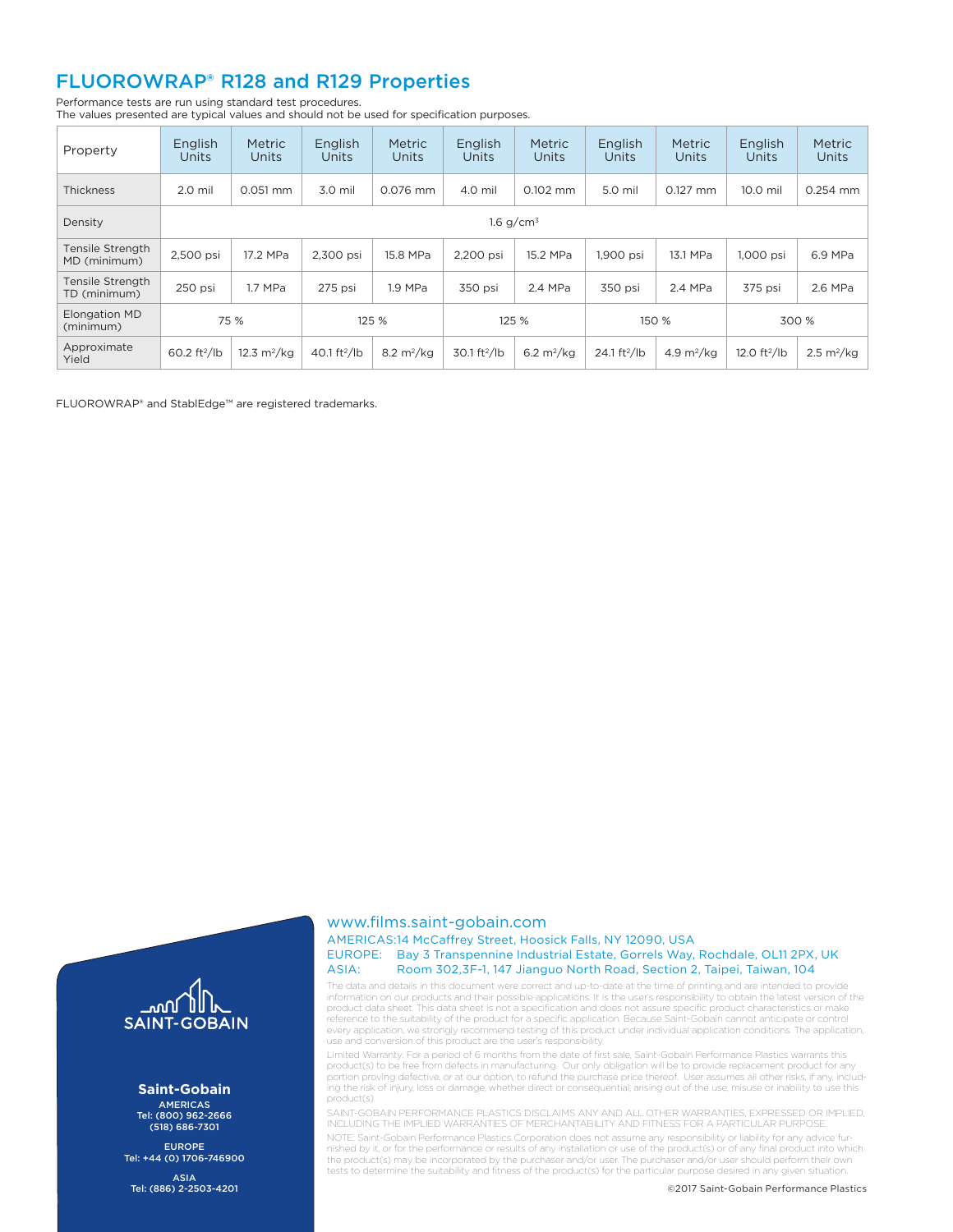## FLUOROWRAP® R128 and R129 Properties

Performance tests are run using standard test procedures.
The values presented are typical values and should not be used for specification purposes.

| Property | English Units | Metric Units | English Units | Metric Units | English Units | Metric Units | English Units | Metric Units | English Units | Metric Units |
|---|---|---|---|---|---|---|---|---|---|---|
| Thickness | 2.0 mil | 0.051 mm | 3.0 mil | 0.076 mm | 4.0 mil | 0.102 mm | 5.0 mil | 0.127 mm | 10.0 mil | 0.254 mm |
| Density | 1.6 g/cm³ | | | | | | | | | |
| Tensile Strength MD (minimum) | 2,500 psi | 17.2 MPa | 2,300 psi | 15.8 MPa | 2,200 psi | 15.2 MPa | 1,900 psi | 13.1 MPa | 1,000 psi | 6.9 MPa |
| Tensile Strength TD (minimum) | 250 psi | 1.7 MPa | 275 psi | 1.9 MPa | 350 psi | 2.4 MPa | 350 psi | 2.4 MPa | 375 psi | 2.6 MPa |
| Elongation MD (minimum) | 75 % | | 125 % | | 125 % | | 150 % | | 300 % | |
| Approximate Yield | 60.2 ft²/lb | 12.3 m²/kg | 40.1 ft²/lb | 8.2 m²/kg | 30.1 ft²/lb | 6.2 m²/kg | 24.1 ft²/lb | 4.9 m²/kg | 12.0 ft²/lb | 2.5 m²/kg |

FLUOROWRAP® and StablEdge™ are registered trademarks.

SAINT-GOBAIN

**Saint-Gobain**

AMERICAS
Tel: (800) 962-2666
(518) 686-7301

EUROPE
Tel: +44 (0) 1706-746900

ASIA
Tel: (886) 2-2503-4201

www.films.saint-gobain.com

AMERICAS: 14 McCaffrey Street, Hoosick Falls, NY 12090, USA
EUROPE: Bay 3 Transpennine Industrial Estate, Gorrels Way, Rochdale, OL11 2PX, UK
ASIA: Room 302,3F-1, 147 Jianguo North Road, Section 2, Taipei, Taiwan, 104

The data and details in this document were correct and up-to-date at the time of printing and are intended to provide information on our products and their possible applications. It is the user's responsibility to obtain the latest version of the product data sheet. This data sheet is not a specification and does not assure specific product characteristics or make reference to the suitability of the product for a specific application. Because Saint-Gobain cannot anticipate or control every application, we strongly recommend testing of this product under individual application conditions. The application, use and conversion of this product are the user's responsibility.

Limited Warranty: For a period of 6 months from the date of first sale, Saint-Gobain Performance Plastics warrants this product(s) to be free from defects in manufacturing. Our only obligation will be to provide replacement product for any portion proving defective, or at our option, to refund the purchase price thereof. User assumes all other risks, if any, including the risk of injury, loss or damage, whether direct or consequential, arising out of the use, misuse or inability to use this product(s).

SAINT-GOBAIN PERFORMANCE PLASTICS DISCLAIMS ANY AND ALL OTHER WARRANTIES, EXPRESSED OR IMPLIED, INCLUDING THE IMPLIED WARRANTIES OF MERCHANTABILITY AND FITNESS FOR A PARTICULAR PURPOSE.

NOTE: Saint-Gobain Performance Plastics Corporation does not assume any responsibility or liability for any advice furnished by it, or for the performance or results of any installation or use of the product(s) or of any final product into which the product(s) may be incorporated by the purchaser and/or user. The purchaser and/or user should perform their own tests to determine the suitability and fitness of the product(s) for the particular purpose desired in any given situation.

©2017 Saint-Gobain Performance Plastics